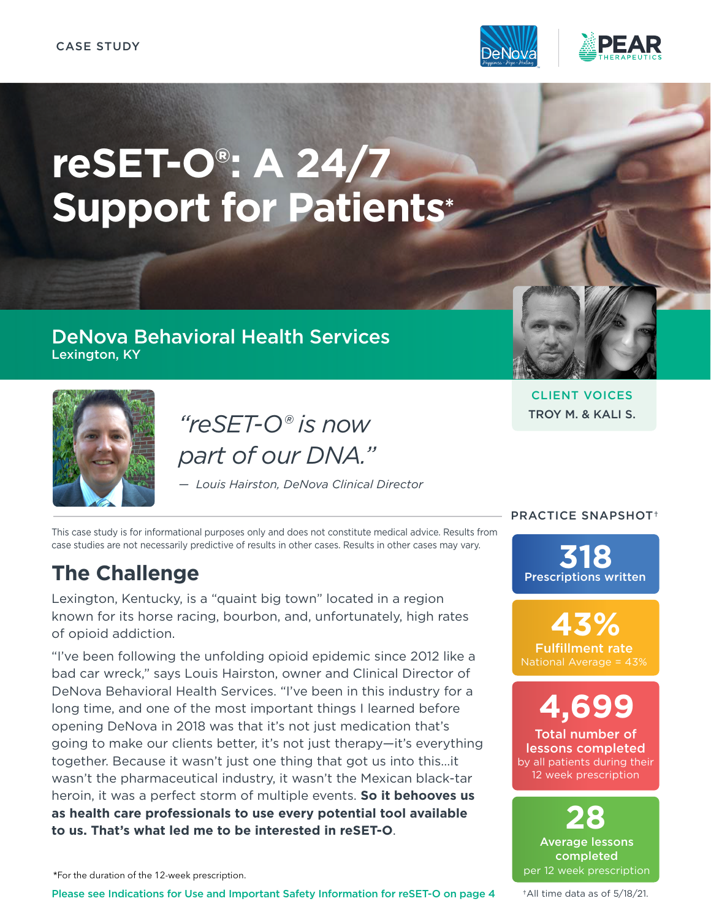CASE STUDY

# reSET-O®: A 24/7 Support for Patients*

## DeNova Behavioral Health Services

Lexington, KY

CLIENT VOICES

TROY M. & KALI S.

*"reSET-O® is now part of our DNA."*

— *Louis Hairston, DeNova Clinical Director*

This case study is for informational purposes only and does not constitute medical advice. Results from case studies are not necessarily predictive of results in other cases. Results in other cases may vary.

## The Challenge

Lexington, Kentucky, is a "quaint big town" located in a region known for its horse racing, bourbon, and, unfortunately, high rates of opioid addiction.

"I've been following the unfolding opioid epidemic since 2012 like a bad car wreck," says Louis Hairston, owner and Clinical Director of DeNova Behavioral Health Services. "I've been in this industry for a long time, and one of the most important things I learned before opening DeNova in 2018 was that it's not just medication that's going to make our clients better, it's not just therapy—it's everything together. Because it wasn't just one thing that got us into this...it wasn't the pharmaceutical industry, it wasn't the Mexican black-tar heroin, it was a perfect storm of multiple events. **So it behooves us as health care professionals to use every potential tool available to us. That's what led me to be interested in reSET-O**.

### PRACTICE SNAPSHOT†

**318**
Prescriptions written

**43%**
Fulfillment rate
National Average = 43%

**4,699**
Total number of lessons completed
by all patients during their 12 week prescription

**28**
Average lessons completed
per 12 week prescription

*For the duration of the 12-week prescription.

†All time data as of 5/18/21.

Please see Indications for Use and Important Safety Information for reSET-O on page 4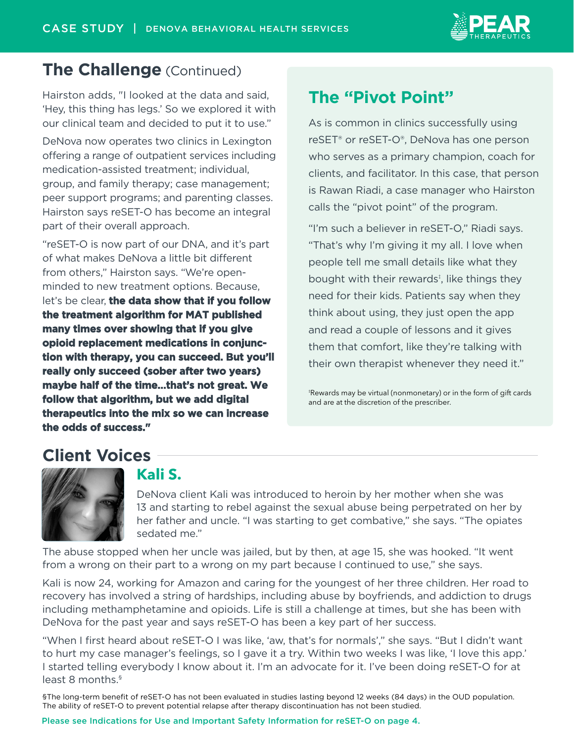## The Challenge (Continued)

Hairston adds, "I looked at the data and said, 'Hey, this thing has legs.' So we explored it with our clinical team and decided to put it to use."

DeNova now operates two clinics in Lexington offering a range of outpatient services including medication-assisted treatment; individual, group, and family therapy; case management; peer support programs; and parenting classes. Hairston says reSET-O has become an integral part of their overall approach.

"reSET-O is now part of our DNA, and it's part of what makes DeNova a little bit different from others," Hairston says. "We're open-minded to new treatment options. Because, let's be clear, **the data show that if you follow the treatment algorithm for MAT published many times over showing that if you give opioid replacement medications in conjunction with therapy, you can succeed. But you'll really only succeed (sober after two years) maybe half of the time...that's not great. We follow that algorithm, but we add digital therapeutics into the mix so we can increase the odds of success."**

## The "Pivot Point"

As is common in clinics successfully using reSET® or reSET-O®, DeNova has one person who serves as a primary champion, coach for clients, and facilitator. In this case, that person is Rawan Riadi, a case manager who Hairston calls the "pivot point" of the program.

"I'm such a believer in reSET-O," Riadi says. "That's why I'm giving it my all. I love when people tell me small details like what they bought with their rewards‡, like things they need for their kids. Patients say when they think about using, they just open the app and read a couple of lessons and it gives them that comfort, like they're talking with their own therapist whenever they need it."

‡Rewards may be virtual (nonmonetary) or in the form of gift cards and are at the discretion of the prescriber.

## Client Voices

### Kali S.

DeNova client Kali was introduced to heroin by her mother when she was 13 and starting to rebel against the sexual abuse being perpetrated on her by her father and uncle. "I was starting to get combative," she says. "The opiates sedated me."

The abuse stopped when her uncle was jailed, but by then, at age 15, she was hooked. "It went from a wrong on their part to a wrong on my part because I continued to use," she says.

Kali is now 24, working for Amazon and caring for the youngest of her three children. Her road to recovery has involved a string of hardships, including abuse by boyfriends, and addiction to drugs including methamphetamine and opioids. Life is still a challenge at times, but she has been with DeNova for the past year and says reSET-O has been a key part of her success.

"When I first heard about reSET-O I was like, 'aw, that's for normals'," she says. "But I didn't want to hurt my case manager's feelings, so I gave it a try. Within two weeks I was like, 'I love this app.' I started telling everybody I know about it. I'm an advocate for it. I've been doing reSET-O for at least 8 months.§

§The long-term benefit of reSET-O has not been evaluated in studies lasting beyond 12 weeks (84 days) in the OUD population. The ability of reSET-O to prevent potential relapse after therapy discontinuation has not been studied.

Please see Indications for Use and Important Safety Information for reSET-O on page 4.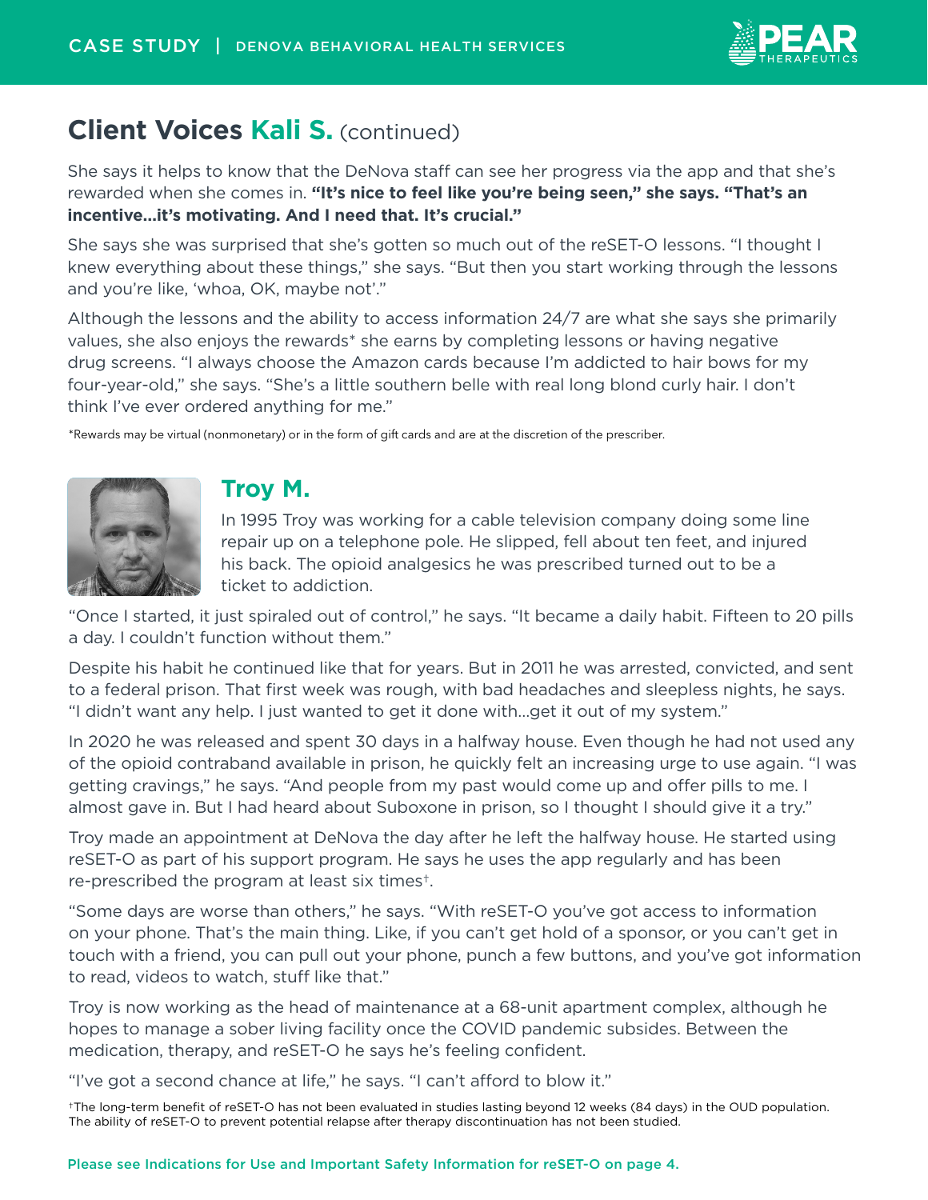## Client Voices Kali S. (continued)

She says it helps to know that the DeNova staff can see her progress via the app and that she's rewarded when she comes in. **"It's nice to feel like you're being seen," she says. "That's an incentive...it's motivating. And I need that. It's crucial."**

She says she was surprised that she's gotten so much out of the reSET-O lessons. "I thought I knew everything about these things," she says. "But then you start working through the lessons and you're like, 'whoa, OK, maybe not'."

Although the lessons and the ability to access information 24/7 are what she says she primarily values, she also enjoys the rewards* she earns by completing lessons or having negative drug screens. "I always choose the Amazon cards because I'm addicted to hair bows for my four-year-old," she says. "She's a little southern belle with real long blond curly hair. I don't think I've ever ordered anything for me."

*Rewards may be virtual (nonmonetary) or in the form of gift cards and are at the discretion of the prescriber.

### Troy M.

In 1995 Troy was working for a cable television company doing some line repair up on a telephone pole. He slipped, fell about ten feet, and injured his back. The opioid analgesics he was prescribed turned out to be a ticket to addiction.

"Once I started, it just spiraled out of control," he says. "It became a daily habit. Fifteen to 20 pills a day. I couldn't function without them."

Despite his habit he continued like that for years. But in 2011 he was arrested, convicted, and sent to a federal prison. That first week was rough, with bad headaches and sleepless nights, he says. "I didn't want any help. I just wanted to get it done with...get it out of my system."

In 2020 he was released and spent 30 days in a halfway house. Even though he had not used any of the opioid contraband available in prison, he quickly felt an increasing urge to use again. "I was getting cravings," he says. "And people from my past would come up and offer pills to me. I almost gave in. But I had heard about Suboxone in prison, so I thought I should give it a try."

Troy made an appointment at DeNova the day after he left the halfway house. He started using reSET-O as part of his support program. He says he uses the app regularly and has been re-prescribed the program at least six times†.

"Some days are worse than others," he says. "With reSET-O you've got access to information on your phone. That's the main thing. Like, if you can't get hold of a sponsor, or you can't get in touch with a friend, you can pull out your phone, punch a few buttons, and you've got information to read, videos to watch, stuff like that."

Troy is now working as the head of maintenance at a 68-unit apartment complex, although he hopes to manage a sober living facility once the COVID pandemic subsides. Between the medication, therapy, and reSET-O he says he's feeling confident.

"I've got a second chance at life," he says. "I can't afford to blow it."

†The long-term benefit of reSET-O has not been evaluated in studies lasting beyond 12 weeks (84 days) in the OUD population. The ability of reSET-O to prevent potential relapse after therapy discontinuation has not been studied.

Please see Indications for Use and Important Safety Information for reSET-O on page 4.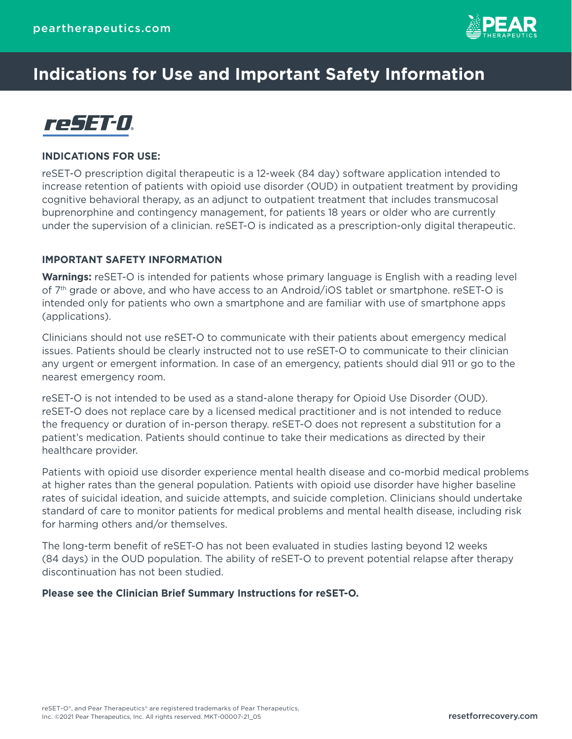# Indications for Use and Important Safety Information

## reSET-O®

### INDICATIONS FOR USE:

reSET-O prescription digital therapeutic is a 12-week (84 day) software application intended to increase retention of patients with opioid use disorder (OUD) in outpatient treatment by providing cognitive behavioral therapy, as an adjunct to outpatient treatment that includes transmucosal buprenorphine and contingency management, for patients 18 years or older who are currently under the supervision of a clinician. reSET-O is indicated as a prescription-only digital therapeutic.

### IMPORTANT SAFETY INFORMATION

**Warnings:** reSET-O is intended for patients whose primary language is English with a reading level of 7th grade or above, and who have access to an Android/iOS tablet or smartphone. reSET-O is intended only for patients who own a smartphone and are familiar with use of smartphone apps (applications).

Clinicians should not use reSET-O to communicate with their patients about emergency medical issues. Patients should be clearly instructed not to use reSET-O to communicate to their clinician any urgent or emergent information. In case of an emergency, patients should dial 911 or go to the nearest emergency room.

reSET-O is not intended to be used as a stand-alone therapy for Opioid Use Disorder (OUD). reSET-O does not replace care by a licensed medical practitioner and is not intended to reduce the frequency or duration of in-person therapy. reSET-O does not represent a substitution for a patient's medication. Patients should continue to take their medications as directed by their healthcare provider.

Patients with opioid use disorder experience mental health disease and co-morbid medical problems at higher rates than the general population. Patients with opioid use disorder have higher baseline rates of suicidal ideation, and suicide attempts, and suicide completion. Clinicians should undertake standard of care to monitor patients for medical problems and mental health disease, including risk for harming others and/or themselves.

The long-term benefit of reSET-O has not been evaluated in studies lasting beyond 12 weeks (84 days) in the OUD population. The ability of reSET-O to prevent potential relapse after therapy discontinuation has not been studied.

**Please see the Clinician Brief Summary Instructions for reSET-O.**

reSET-O®, and Pear Therapeutics® are registered trademarks of Pear Therapeutics, Inc. ©2021 Pear Therapeutics, Inc. All rights reserved. MKT-00007-21_05

resetforrecovery.com